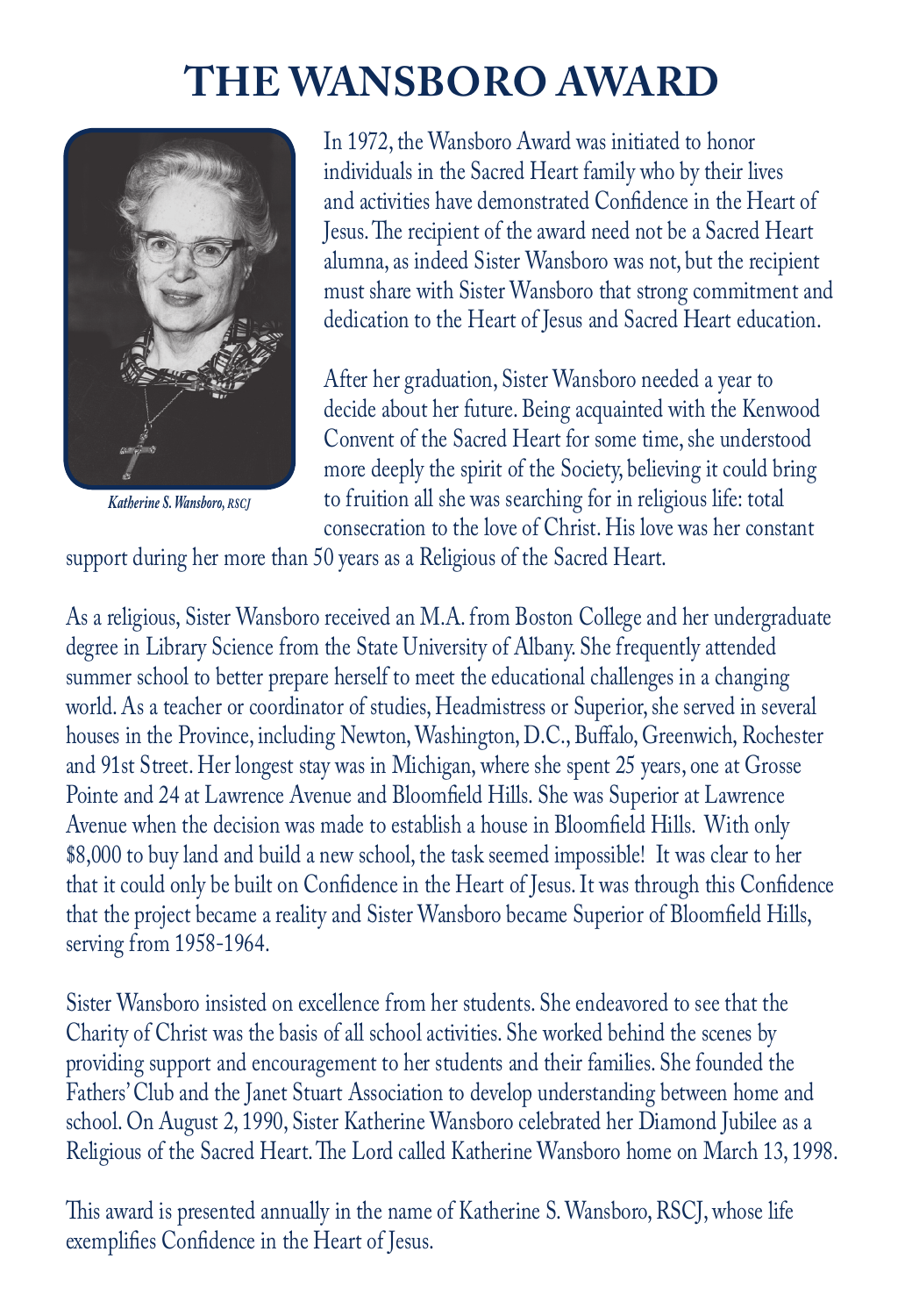# THE WANSBORO AWARD

*Katherine S. Wansboro, RSCJ*

In 1972, the Wansboro Award was initiated to honor individuals in the Sacred Heart family who by their lives and activities have demonstrated Confidence in the Heart of Jesus. The recipient of the award need not be a Sacred Heart alumna, as indeed Sister Wansboro was not, but the recipient must share with Sister Wansboro that strong commitment and dedication to the Heart of Jesus and Sacred Heart education.

After her graduation, Sister Wansboro needed a year to decide about her future. Being acquainted with the Kenwood Convent of the Sacred Heart for some time, she understood more deeply the spirit of the Society, believing it could bring to fruition all she was searching for in religious life: total consecration to the love of Christ. His love was her constant support during her more than 50 years as a Religious of the Sacred Heart.

As a religious, Sister Wansboro received an M.A. from Boston College and her undergraduate degree in Library Science from the State University of Albany. She frequently attended summer school to better prepare herself to meet the educational challenges in a changing world. As a teacher or coordinator of studies, Headmistress or Superior, she served in several houses in the Province, including Newton, Washington, D.C., Buffalo, Greenwich, Rochester and 91st Street. Her longest stay was in Michigan, where she spent 25 years, one at Grosse Pointe and 24 at Lawrence Avenue and Bloomfield Hills. She was Superior at Lawrence Avenue when the decision was made to establish a house in Bloomfield Hills. With only $8,000 to buy land and build a new school, the task seemed impossible! It was clear to her that it could only be built on Confidence in the Heart of Jesus. It was through this Confidence that the project became a reality and Sister Wansboro became Superior of Bloomfield Hills, serving from 1958-1964.

Sister Wansboro insisted on excellence from her students. She endeavored to see that the Charity of Christ was the basis of all school activities. She worked behind the scenes by providing support and encouragement to her students and their families. She founded the Fathers' Club and the Janet Stuart Association to develop understanding between home and school. On August 2, 1990, Sister Katherine Wansboro celebrated her Diamond Jubilee as a Religious of the Sacred Heart. The Lord called Katherine Wansboro home on March 13, 1998.

This award is presented annually in the name of Katherine S. Wansboro, RSCJ, whose life exemplifies Confidence in the Heart of Jesus.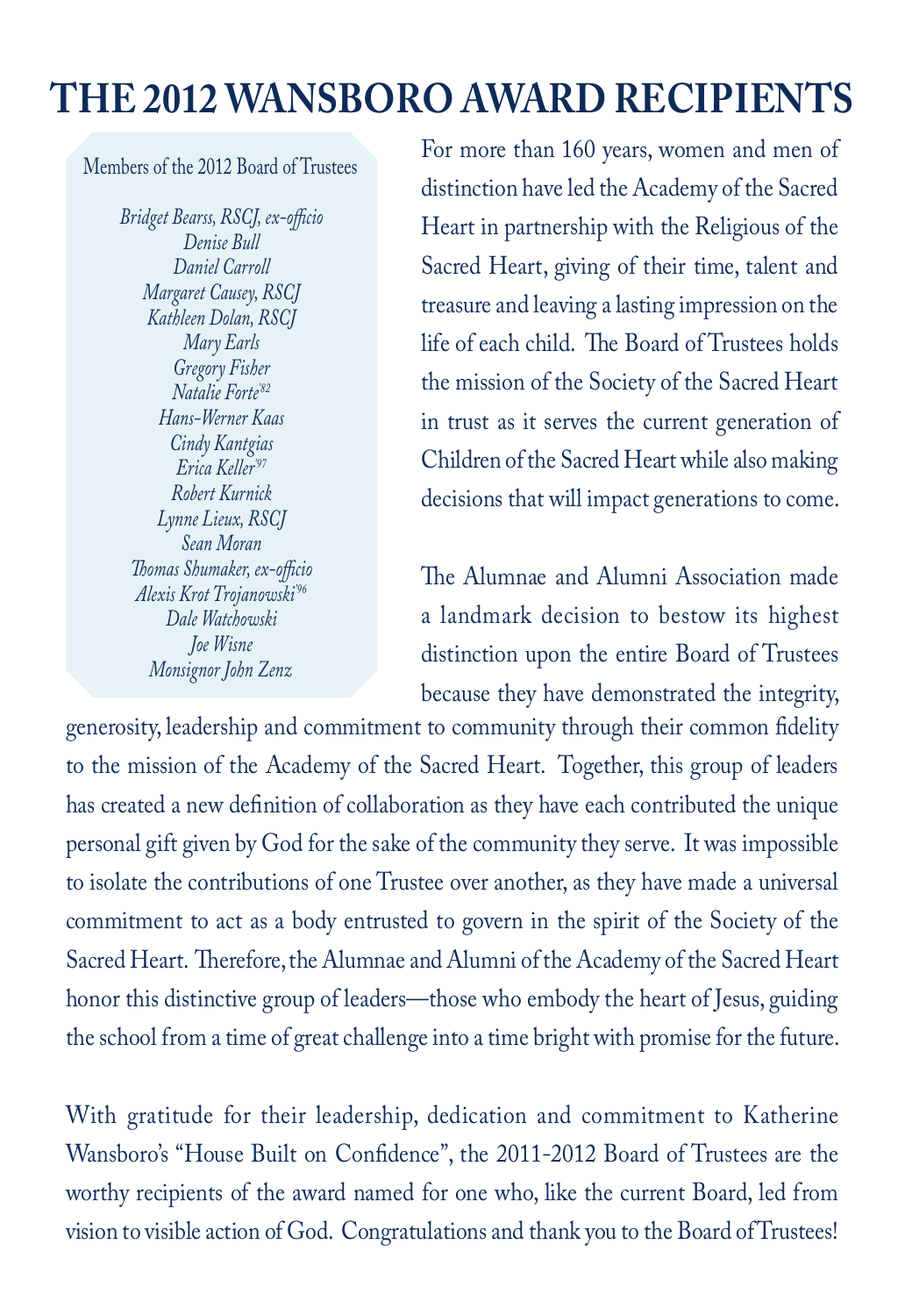# THE 2012 WANSBORO AWARD RECIPIENTS

Members of the 2012 Board of Trustees

*Bridget Bearss, RSCJ, ex-officio*
*Denise Bull*
*Daniel Carroll*
*Margaret Causey, RSCJ*
*Kathleen Dolan, RSCJ*
*Mary Earls*
*Gregory Fisher*
*Natalie Forte'82*
*Hans-Werner Kaas*
*Cindy Kantgias*
*Erica Keller'97*
*Robert Kurnick*
*Lynne Lieux, RSCJ*
*Sean Moran*
*Thomas Shumaker, ex-officio*
*Alexis Krot Trojanowski'96*
*Dale Watchowski*
*Joe Wisne*
*Monsignor John Zenz*

For more than 160 years, women and men of distinction have led the Academy of the Sacred Heart in partnership with the Religious of the Sacred Heart, giving of their time, talent and treasure and leaving a lasting impression on the life of each child. The Board of Trustees holds the mission of the Society of the Sacred Heart in trust as it serves the current generation of Children of the Sacred Heart while also making decisions that will impact generations to come.

The Alumnae and Alumni Association made a landmark decision to bestow its highest distinction upon the entire Board of Trustees because they have demonstrated the integrity, generosity, leadership and commitment to community through their common fidelity to the mission of the Academy of the Sacred Heart. Together, this group of leaders has created a new definition of collaboration as they have each contributed the unique personal gift given by God for the sake of the community they serve. It was impossible to isolate the contributions of one Trustee over another, as they have made a universal commitment to act as a body entrusted to govern in the spirit of the Society of the Sacred Heart. Therefore, the Alumnae and Alumni of the Academy of the Sacred Heart honor this distinctive group of leaders—those who embody the heart of Jesus, guiding the school from a time of great challenge into a time bright with promise for the future.

With gratitude for their leadership, dedication and commitment to Katherine Wansboro's "House Built on Confidence", the 2011-2012 Board of Trustees are the worthy recipients of the award named for one who, like the current Board, led from vision to visible action of God. Congratulations and thank you to the Board of Trustees!